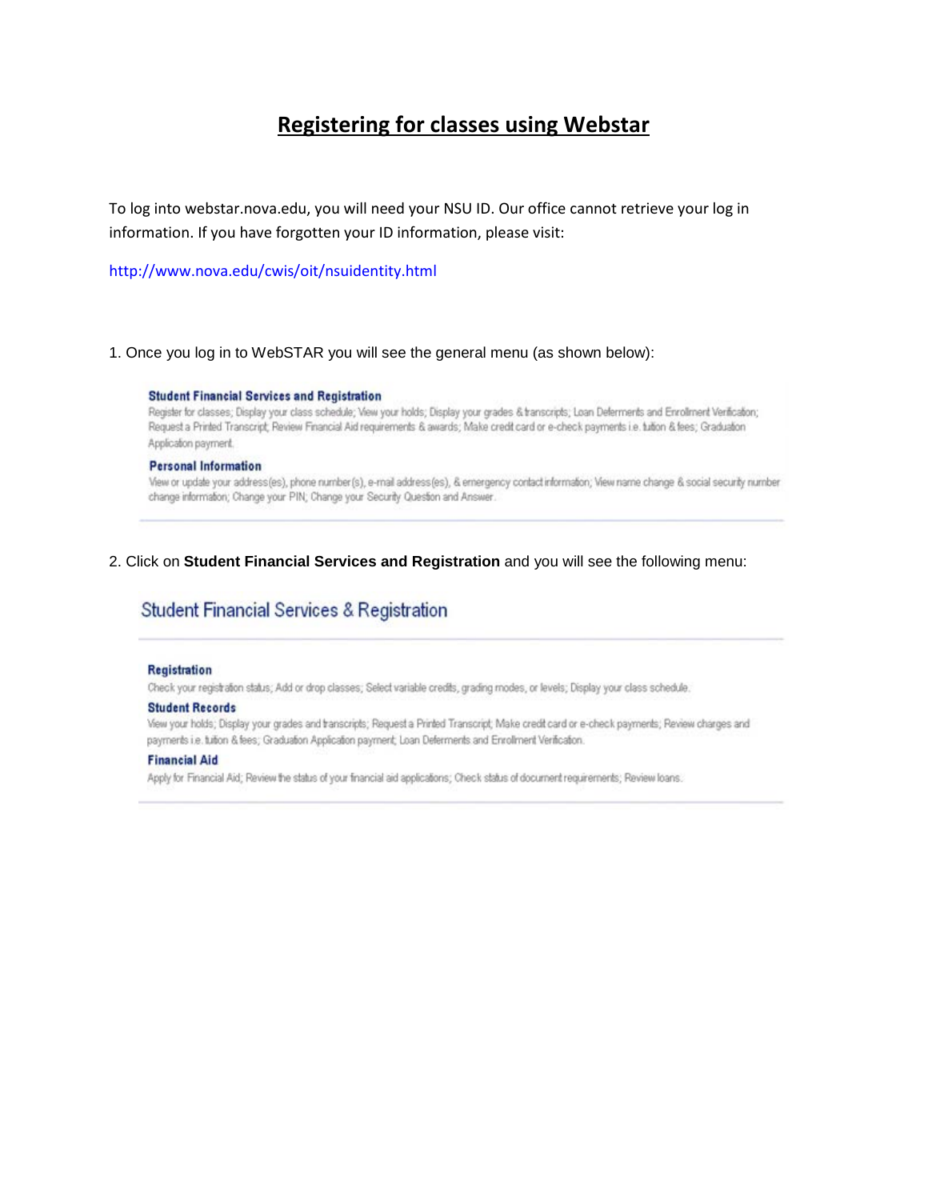# Registering for classes using Webstar

To log into webstar.nova.edu, you will need your NSU ID. Our office cannot retrieve your log in information. If you have forgotten your ID information, please visit:

http://www.nova.edu/cwis/oit/nsuidentity.html

1. Once you log in to WebSTAR you will see the general menu (as shown below):

**Student Financial Services and Registration**
Register for classes; Display your class schedule; View your holds; Display your grades & transcripts; Loan Deferments and Enrollment Verification; Request a Printed Transcript; Review Financial Aid requirements & awards; Make credit card or e-check payments i.e. tuition & fees; Graduation Application payment.

**Personal Information**
View or update your address(es), phone number(s), e-mail address(es), & emergency contact information; View name change & social security number change information; Change your PIN; Change your Security Question and Answer.

2. Click on **Student Financial Services and Registration** and you will see the following menu:

## Student Financial Services & Registration

**Registration**
Check your registration status; Add or drop classes; Select variable credits, grading modes, or levels; Display your class schedule.

**Student Records**
View your holds; Display your grades and transcripts; Request a Printed Transcript; Make credit card or e-check payments; Review charges and payments i.e. tuition & fees; Graduation Application payment; Loan Deferments and Enrollment Verification.

**Financial Aid**
Apply for Financial Aid; Review the status of your financial aid applications; Check status of document requirements; Review loans.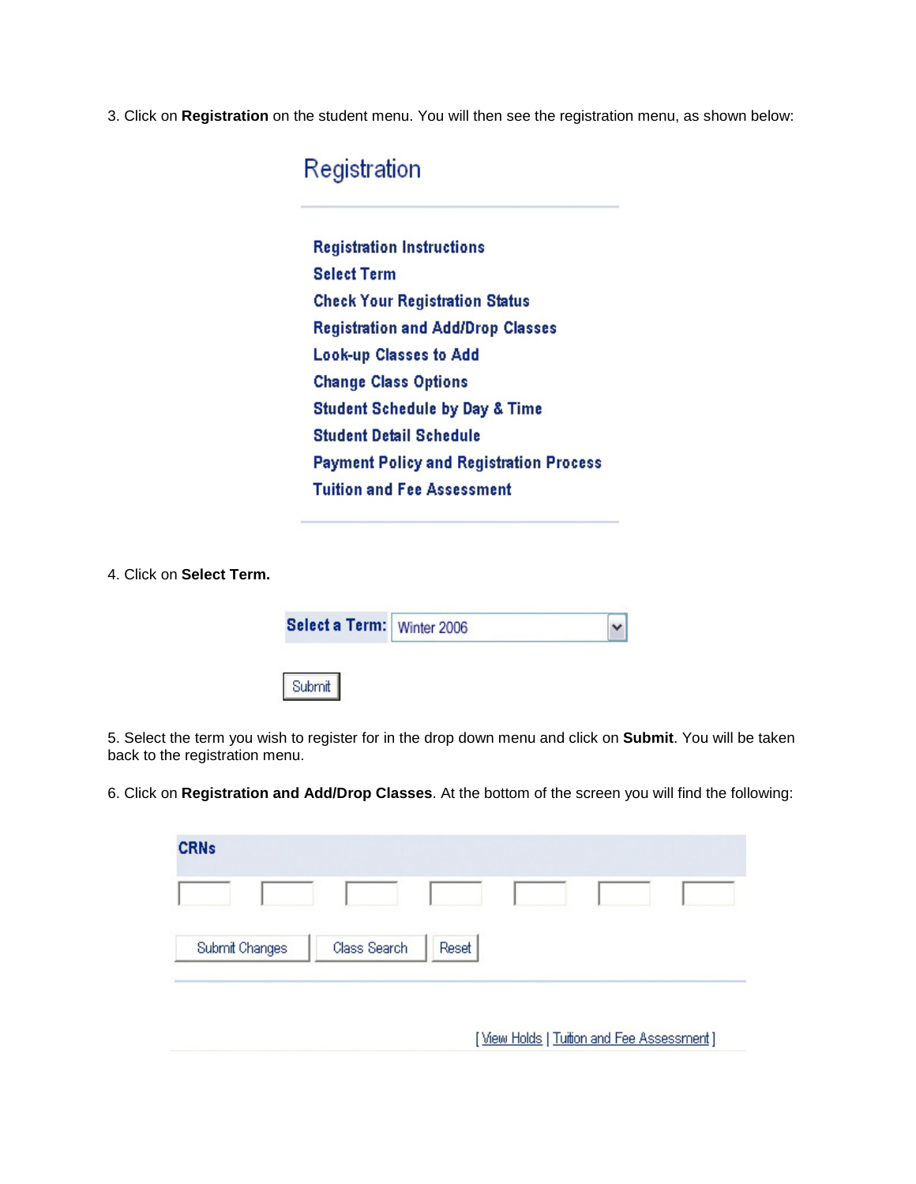3. Click on **Registration** on the student menu. You will then see the registration menu, as shown below:

Registration

- Registration Instructions
- Select Term
- Check Your Registration Status
- Registration and Add/Drop Classes
- Look-up Classes to Add
- Change Class Options
- Student Schedule by Day & Time
- Student Detail Schedule
- Payment Policy and Registration Process
- Tuition and Fee Assessment

4. Click on **Select Term.**

**Select a Term:** Winter 2006

Submit

5. Select the term you wish to register for in the drop down menu and click on **Submit**. You will be taken back to the registration menu.

6. Click on **Registration and Add/Drop Classes**. At the bottom of the screen you will find the following:

**CRNs**

Submit Changes | Class Search | Reset

[ View Holds | Tuition and Fee Assessment ]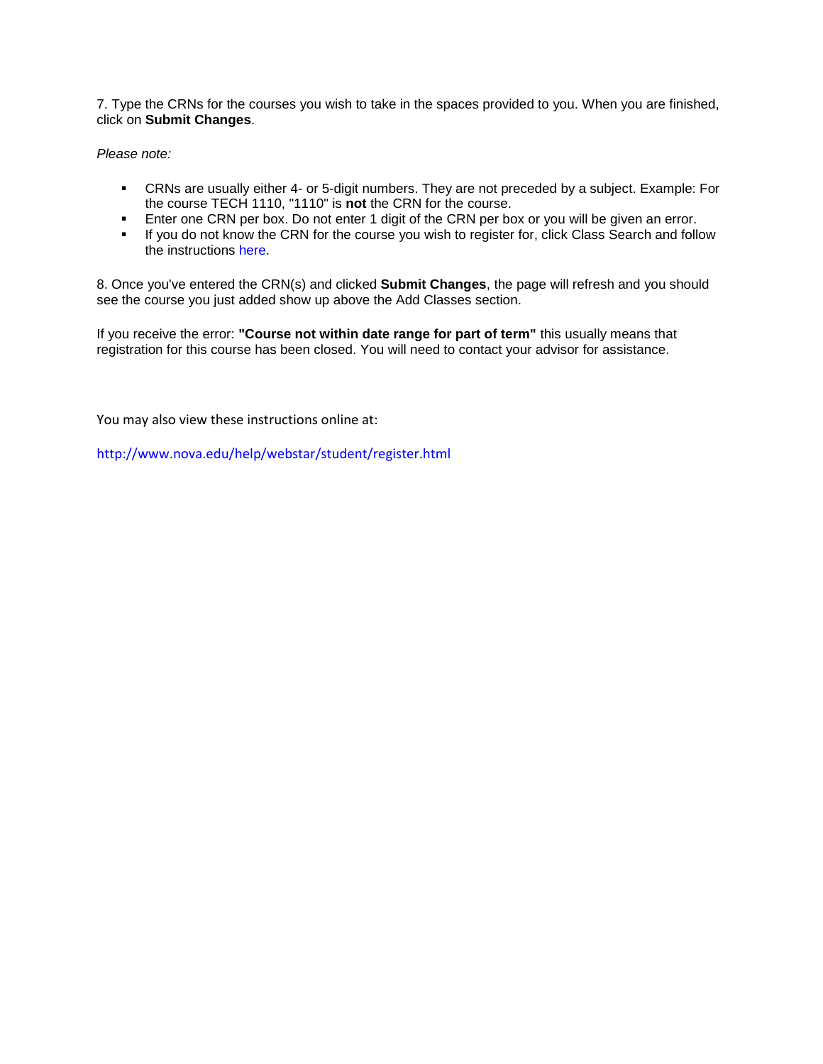7. Type the CRNs for the courses you wish to take in the spaces provided to you. When you are finished, click on **Submit Changes**.

*Please note:*

- CRNs are usually either 4- or 5-digit numbers. They are not preceded by a subject. Example: For the course TECH 1110, "1110" is **not** the CRN for the course.
- Enter one CRN per box. Do not enter 1 digit of the CRN per box or you will be given an error.
- If you do not know the CRN for the course you wish to register for, click Class Search and follow the instructions here.

8. Once you've entered the CRN(s) and clicked **Submit Changes**, the page will refresh and you should see the course you just added show up above the Add Classes section.

If you receive the error: **"Course not within date range for part of term"** this usually means that registration for this course has been closed. You will need to contact your advisor for assistance.

You may also view these instructions online at:

http://www.nova.edu/help/webstar/student/register.html